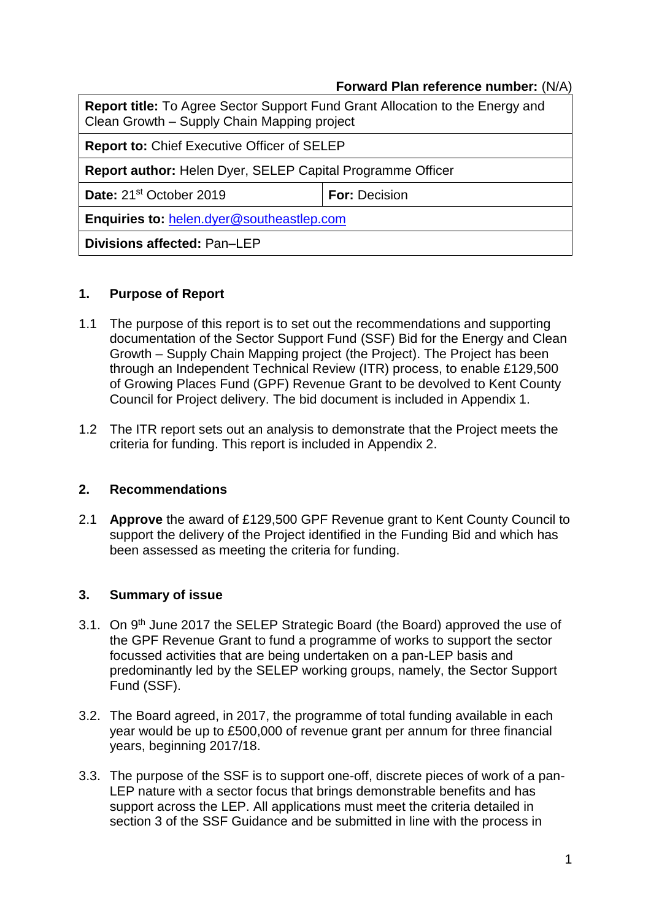**Forward Plan reference number:** (N/A)

| **Report title:** To Agree Sector Support Fund Grant Allocation to the Energy and Clean Growth – Supply Chain Mapping project | |
|---|---|
| **Report to:** Chief Executive Officer of SELEP | |
| **Report author:** Helen Dyer, SELEP Capital Programme Officer | |
| **Date:** 21st October 2019 | **For:** Decision |
| **Enquiries to:** helen.dyer@southeastlep.com | |
| **Divisions affected:** Pan–LEP | |

## 1. Purpose of Report

1.1 The purpose of this report is to set out the recommendations and supporting documentation of the Sector Support Fund (SSF) Bid for the Energy and Clean Growth – Supply Chain Mapping project (the Project). The Project has been through an Independent Technical Review (ITR) process, to enable £129,500 of Growing Places Fund (GPF) Revenue Grant to be devolved to Kent County Council for Project delivery. The bid document is included in Appendix 1.

1.2 The ITR report sets out an analysis to demonstrate that the Project meets the criteria for funding. This report is included in Appendix 2.

## 2. Recommendations

2.1 **Approve** the award of £129,500 GPF Revenue grant to Kent County Council to support the delivery of the Project identified in the Funding Bid and which has been assessed as meeting the criteria for funding.

## 3. Summary of issue

3.1. On 9th June 2017 the SELEP Strategic Board (the Board) approved the use of the GPF Revenue Grant to fund a programme of works to support the sector focussed activities that are being undertaken on a pan-LEP basis and predominantly led by the SELEP working groups, namely, the Sector Support Fund (SSF).

3.2. The Board agreed, in 2017, the programme of total funding available in each year would be up to £500,000 of revenue grant per annum for three financial years, beginning 2017/18.

3.3. The purpose of the SSF is to support one-off, discrete pieces of work of a pan-LEP nature with a sector focus that brings demonstrable benefits and has support across the LEP. All applications must meet the criteria detailed in section 3 of the SSF Guidance and be submitted in line with the process in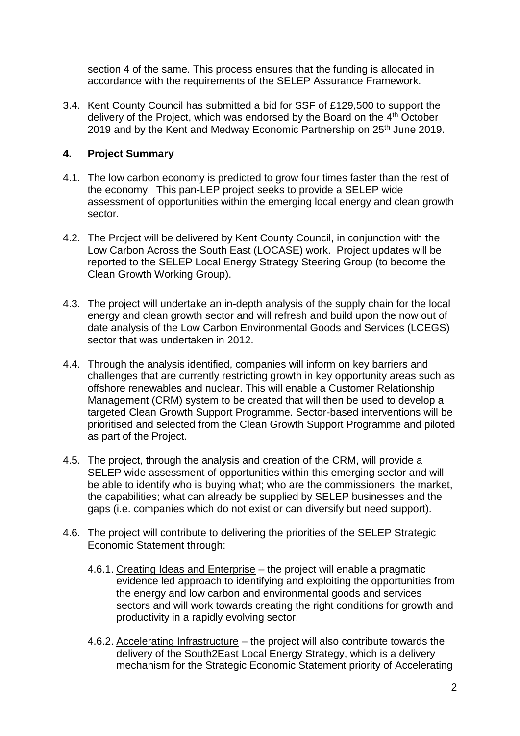section 4 of the same. This process ensures that the funding is allocated in accordance with the requirements of the SELEP Assurance Framework.

3.4. Kent County Council has submitted a bid for SSF of £129,500 to support the delivery of the Project, which was endorsed by the Board on the 4th October 2019 and by the Kent and Medway Economic Partnership on 25th June 2019.

## 4. Project Summary

4.1. The low carbon economy is predicted to grow four times faster than the rest of the economy. This pan-LEP project seeks to provide a SELEP wide assessment of opportunities within the emerging local energy and clean growth sector.

4.2. The Project will be delivered by Kent County Council, in conjunction with the Low Carbon Across the South East (LOCASE) work. Project updates will be reported to the SELEP Local Energy Strategy Steering Group (to become the Clean Growth Working Group).

4.3. The project will undertake an in-depth analysis of the supply chain for the local energy and clean growth sector and will refresh and build upon the now out of date analysis of the Low Carbon Environmental Goods and Services (LCEGS) sector that was undertaken in 2012.

4.4. Through the analysis identified, companies will inform on key barriers and challenges that are currently restricting growth in key opportunity areas such as offshore renewables and nuclear. This will enable a Customer Relationship Management (CRM) system to be created that will then be used to develop a targeted Clean Growth Support Programme. Sector-based interventions will be prioritised and selected from the Clean Growth Support Programme and piloted as part of the Project.

4.5. The project, through the analysis and creation of the CRM, will provide a SELEP wide assessment of opportunities within this emerging sector and will be able to identify who is buying what; who are the commissioners, the market, the capabilities; what can already be supplied by SELEP businesses and the gaps (i.e. companies which do not exist or can diversify but need support).

4.6. The project will contribute to delivering the priorities of the SELEP Strategic Economic Statement through:

4.6.1. Creating Ideas and Enterprise – the project will enable a pragmatic evidence led approach to identifying and exploiting the opportunities from the energy and low carbon and environmental goods and services sectors and will work towards creating the right conditions for growth and productivity in a rapidly evolving sector.

4.6.2. Accelerating Infrastructure – the project will also contribute towards the delivery of the South2East Local Energy Strategy, which is a delivery mechanism for the Strategic Economic Statement priority of Accelerating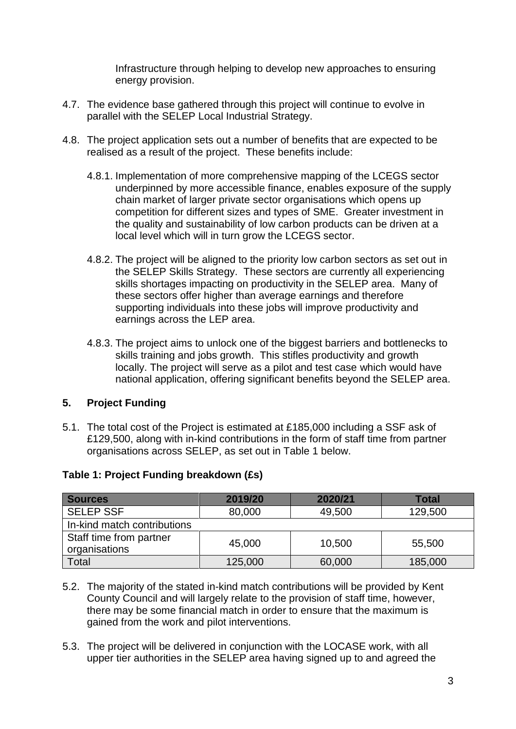Infrastructure through helping to develop new approaches to ensuring energy provision.

4.7. The evidence base gathered through this project will continue to evolve in parallel with the SELEP Local Industrial Strategy.

4.8. The project application sets out a number of benefits that are expected to be realised as a result of the project. These benefits include:

4.8.1. Implementation of more comprehensive mapping of the LCEGS sector underpinned by more accessible finance, enables exposure of the supply chain market of larger private sector organisations which opens up competition for different sizes and types of SME. Greater investment in the quality and sustainability of low carbon products can be driven at a local level which will in turn grow the LCEGS sector.

4.8.2. The project will be aligned to the priority low carbon sectors as set out in the SELEP Skills Strategy. These sectors are currently all experiencing skills shortages impacting on productivity in the SELEP area. Many of these sectors offer higher than average earnings and therefore supporting individuals into these jobs will improve productivity and earnings across the LEP area.

4.8.3. The project aims to unlock one of the biggest barriers and bottlenecks to skills training and jobs growth. This stifles productivity and growth locally. The project will serve as a pilot and test case which would have national application, offering significant benefits beyond the SELEP area.

## 5. Project Funding

5.1. The total cost of the Project is estimated at £185,000 including a SSF ask of £129,500, along with in-kind contributions in the form of staff time from partner organisations across SELEP, as set out in Table 1 below.

**Table 1: Project Funding breakdown (£s)**

| Sources | 2019/20 | 2020/21 | Total |
|---|---|---|---|
| SELEP SSF | 80,000 | 49,500 | 129,500 |
| In-kind match contributions | | | |
| Staff time from partner organisations | 45,000 | 10,500 | 55,500 |
| Total | 125,000 | 60,000 | 185,000 |

5.2. The majority of the stated in-kind match contributions will be provided by Kent County Council and will largely relate to the provision of staff time, however, there may be some financial match in order to ensure that the maximum is gained from the work and pilot interventions.

5.3. The project will be delivered in conjunction with the LOCASE work, with all upper tier authorities in the SELEP area having signed up to and agreed the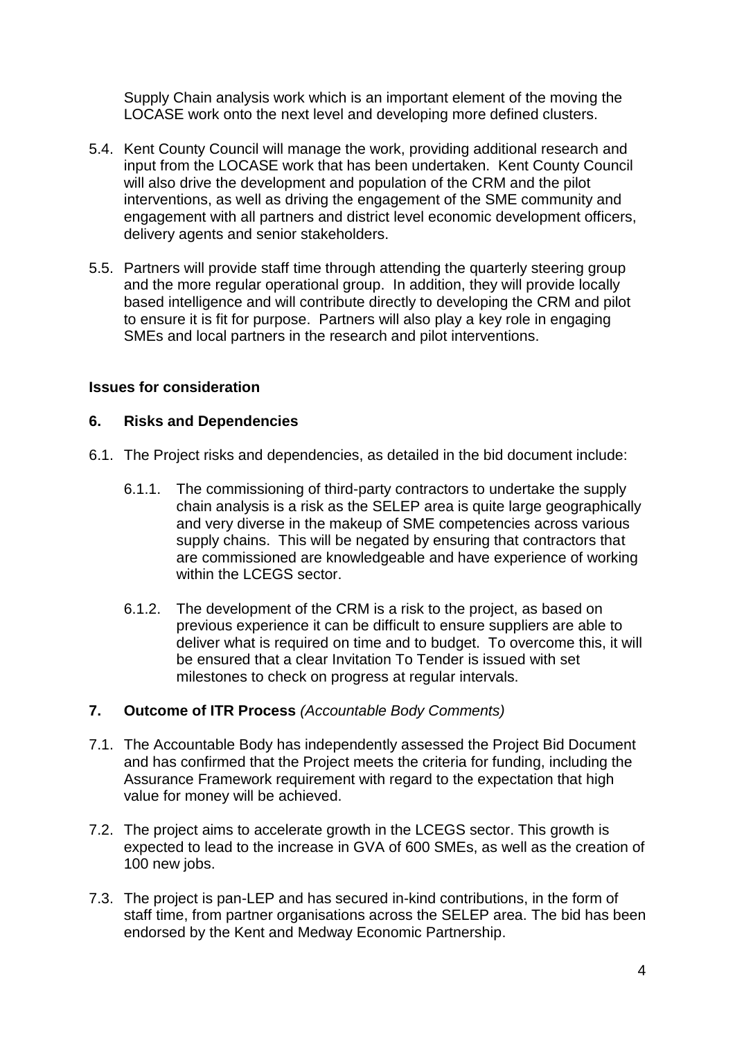Supply Chain analysis work which is an important element of the moving the LOCASE work onto the next level and developing more defined clusters.

5.4. Kent County Council will manage the work, providing additional research and input from the LOCASE work that has been undertaken. Kent County Council will also drive the development and population of the CRM and the pilot interventions, as well as driving the engagement of the SME community and engagement with all partners and district level economic development officers, delivery agents and senior stakeholders.

5.5. Partners will provide staff time through attending the quarterly steering group and the more regular operational group. In addition, they will provide locally based intelligence and will contribute directly to developing the CRM and pilot to ensure it is fit for purpose. Partners will also play a key role in engaging SMEs and local partners in the research and pilot interventions.

**Issues for consideration**

**6. Risks and Dependencies**

6.1. The Project risks and dependencies, as detailed in the bid document include:

6.1.1. The commissioning of third-party contractors to undertake the supply chain analysis is a risk as the SELEP area is quite large geographically and very diverse in the makeup of SME competencies across various supply chains. This will be negated by ensuring that contractors that are commissioned are knowledgeable and have experience of working within the LCEGS sector.

6.1.2. The development of the CRM is a risk to the project, as based on previous experience it can be difficult to ensure suppliers are able to deliver what is required on time and to budget. To overcome this, it will be ensured that a clear Invitation To Tender is issued with set milestones to check on progress at regular intervals.

**7. Outcome of ITR Process** *(Accountable Body Comments)*

7.1. The Accountable Body has independently assessed the Project Bid Document and has confirmed that the Project meets the criteria for funding, including the Assurance Framework requirement with regard to the expectation that high value for money will be achieved.

7.2. The project aims to accelerate growth in the LCEGS sector. This growth is expected to lead to the increase in GVA of 600 SMEs, as well as the creation of 100 new jobs.

7.3. The project is pan-LEP and has secured in-kind contributions, in the form of staff time, from partner organisations across the SELEP area. The bid has been endorsed by the Kent and Medway Economic Partnership.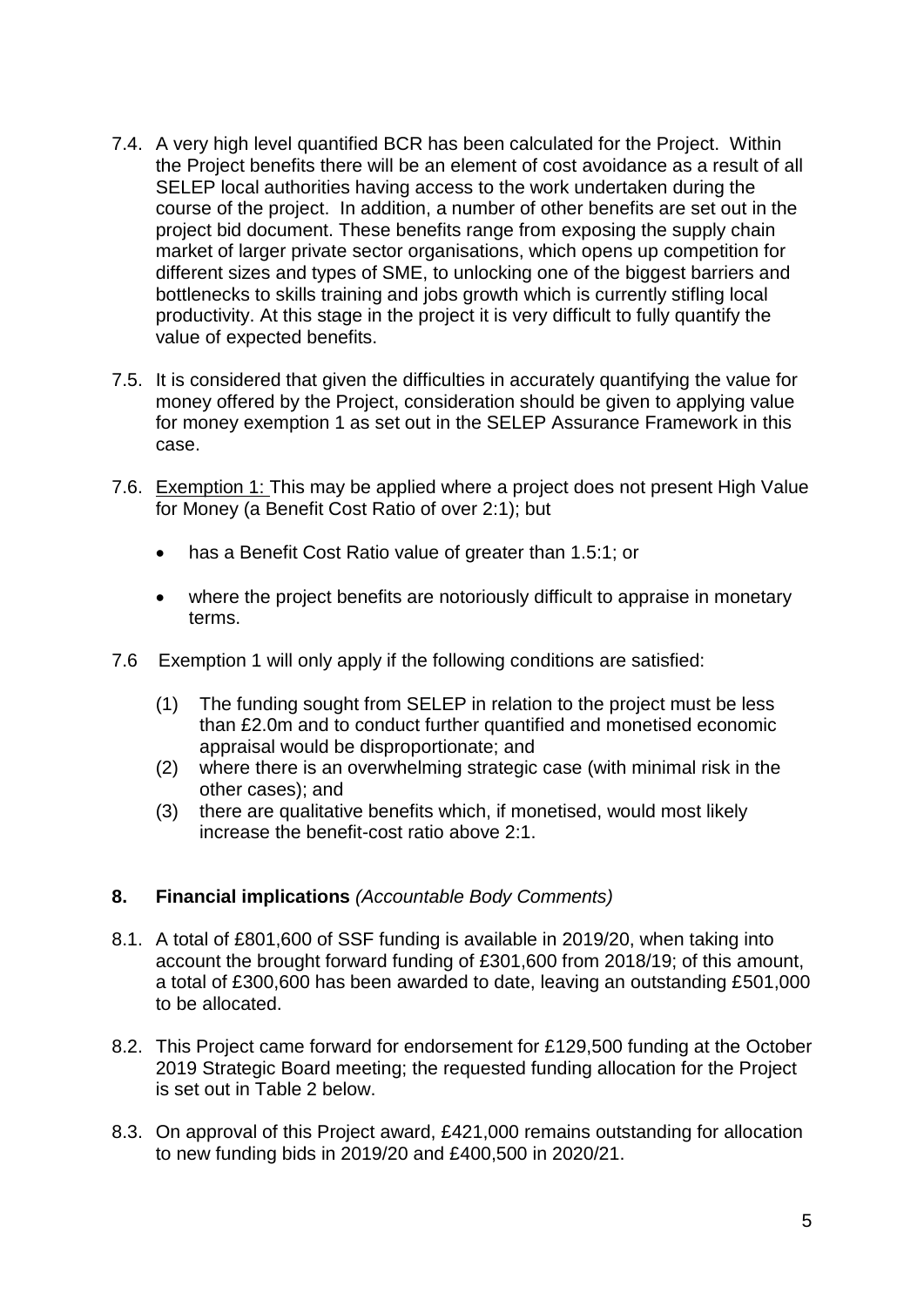7.4. A very high level quantified BCR has been calculated for the Project. Within the Project benefits there will be an element of cost avoidance as a result of all SELEP local authorities having access to the work undertaken during the course of the project. In addition, a number of other benefits are set out in the project bid document. These benefits range from exposing the supply chain market of larger private sector organisations, which opens up competition for different sizes and types of SME, to unlocking one of the biggest barriers and bottlenecks to skills training and jobs growth which is currently stifling local productivity. At this stage in the project it is very difficult to fully quantify the value of expected benefits.

7.5. It is considered that given the difficulties in accurately quantifying the value for money offered by the Project, consideration should be given to applying value for money exemption 1 as set out in the SELEP Assurance Framework in this case.

7.6. Exemption 1: This may be applied where a project does not present High Value for Money (a Benefit Cost Ratio of over 2:1); but

- has a Benefit Cost Ratio value of greater than 1.5:1; or
- where the project benefits are notoriously difficult to appraise in monetary terms.

7.6 Exemption 1 will only apply if the following conditions are satisfied:

(1) The funding sought from SELEP in relation to the project must be less than £2.0m and to conduct further quantified and monetised economic appraisal would be disproportionate; and
(2) where there is an overwhelming strategic case (with minimal risk in the other cases); and
(3) there are qualitative benefits which, if monetised, would most likely increase the benefit-cost ratio above 2:1.

## 8. Financial implications *(Accountable Body Comments)*

8.1. A total of £801,600 of SSF funding is available in 2019/20, when taking into account the brought forward funding of £301,600 from 2018/19; of this amount, a total of £300,600 has been awarded to date, leaving an outstanding £501,000 to be allocated.

8.2. This Project came forward for endorsement for £129,500 funding at the October 2019 Strategic Board meeting; the requested funding allocation for the Project is set out in Table 2 below.

8.3. On approval of this Project award, £421,000 remains outstanding for allocation to new funding bids in 2019/20 and £400,500 in 2020/21.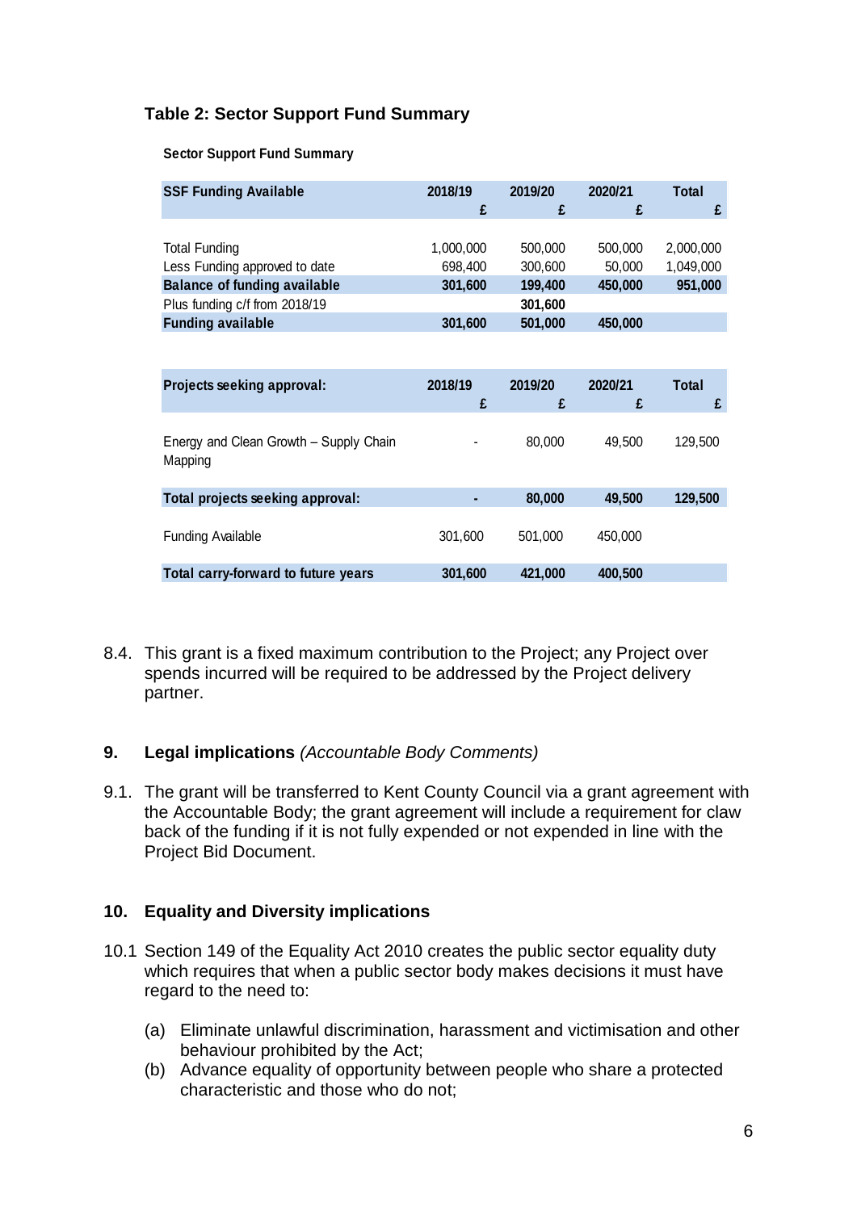### Table 2: Sector Support Fund Summary

**Sector Support Fund Summary**

| SSF Funding Available | 2018/19 £ | 2019/20 £ | 2020/21 £ | Total £ |
|---|---|---|---|---|
| Total Funding | 1,000,000 | 500,000 | 500,000 | 2,000,000 |
| Less Funding approved to date | 698,400 | 300,600 | 50,000 | 1,049,000 |
| **Balance of funding available** | **301,600** | **199,400** | **450,000** | **951,000** |
| Plus funding c/f from 2018/19 | | **301,600** | | |
| **Funding available** | **301,600** | **501,000** | **450,000** | |

| Projects seeking approval: | 2018/19 £ | 2019/20 £ | 2020/21 £ | Total £ |
|---|---|---|---|---|
| Energy and Clean Growth – Supply Chain Mapping | - | 80,000 | 49,500 | 129,500 |
| **Total projects seeking approval:** | **-** | **80,000** | **49,500** | **129,500** |
| Funding Available | 301,600 | 501,000 | 450,000 | |
| **Total carry-forward to future years** | **301,600** | **421,000** | **400,500** | |

8.4. This grant is a fixed maximum contribution to the Project; any Project over spends incurred will be required to be addressed by the Project delivery partner.

## 9. Legal implications *(Accountable Body Comments)*

9.1. The grant will be transferred to Kent County Council via a grant agreement with the Accountable Body; the grant agreement will include a requirement for claw back of the funding if it is not fully expended or not expended in line with the Project Bid Document.

## 10. Equality and Diversity implications

10.1 Section 149 of the Equality Act 2010 creates the public sector equality duty which requires that when a public sector body makes decisions it must have regard to the need to:

(a) Eliminate unlawful discrimination, harassment and victimisation and other behaviour prohibited by the Act;

(b) Advance equality of opportunity between people who share a protected characteristic and those who do not;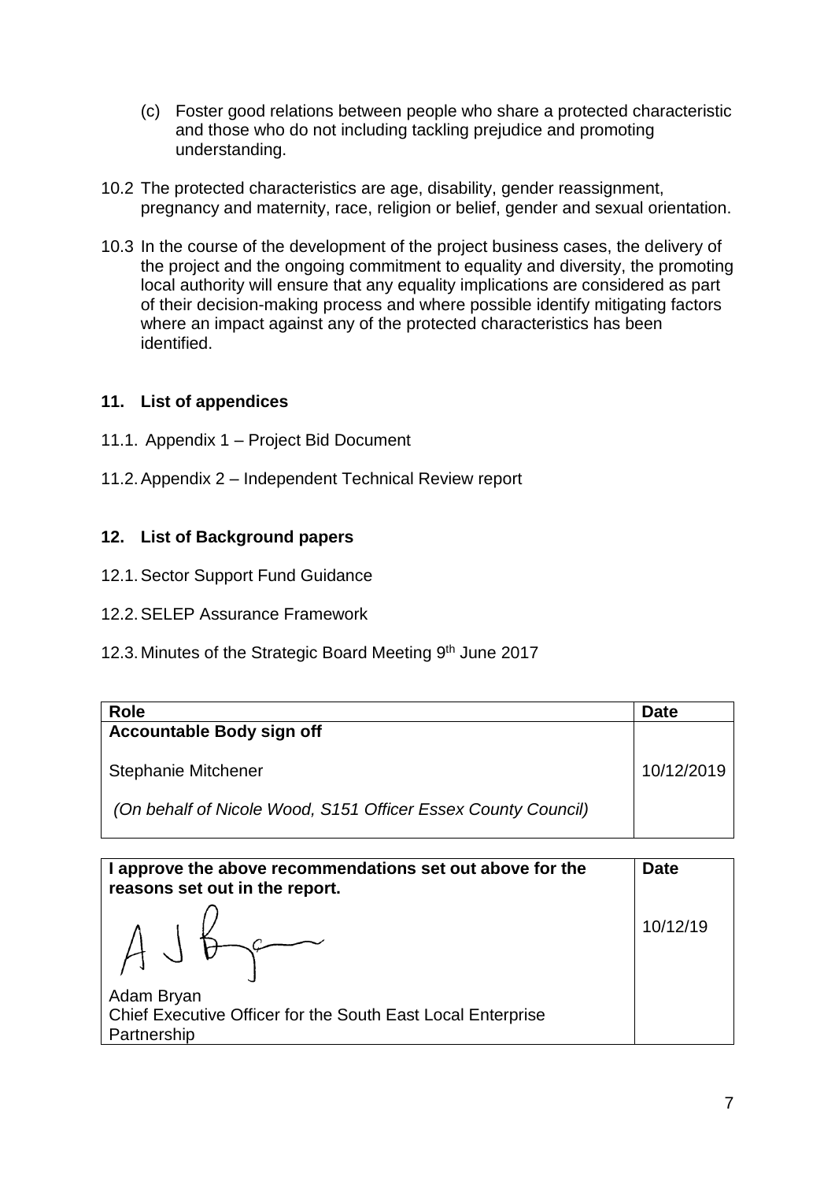(c) Foster good relations between people who share a protected characteristic and those who do not including tackling prejudice and promoting understanding.

10.2 The protected characteristics are age, disability, gender reassignment, pregnancy and maternity, race, religion or belief, gender and sexual orientation.

10.3 In the course of the development of the project business cases, the delivery of the project and the ongoing commitment to equality and diversity, the promoting local authority will ensure that any equality implications are considered as part of their decision-making process and where possible identify mitigating factors where an impact against any of the protected characteristics has been identified.

## 11. List of appendices

11.1. Appendix 1 – Project Bid Document

11.2. Appendix 2 – Independent Technical Review report

## 12. List of Background papers

12.1. Sector Support Fund Guidance

12.2. SELEP Assurance Framework

12.3. Minutes of the Strategic Board Meeting 9th June 2017

| Role | Date |
|---|---|
| **Accountable Body sign off**<br><br>Stephanie Mitchener<br><br>*(On behalf of Nicole Wood, S151 Officer Essex County Council)* | 10/12/2019 |

| I approve the above recommendations set out above for the reasons set out in the report. | Date |
|---|---|
| [signature]<br><br>Adam Bryan<br>Chief Executive Officer for the South East Local Enterprise Partnership | 10/12/19 |